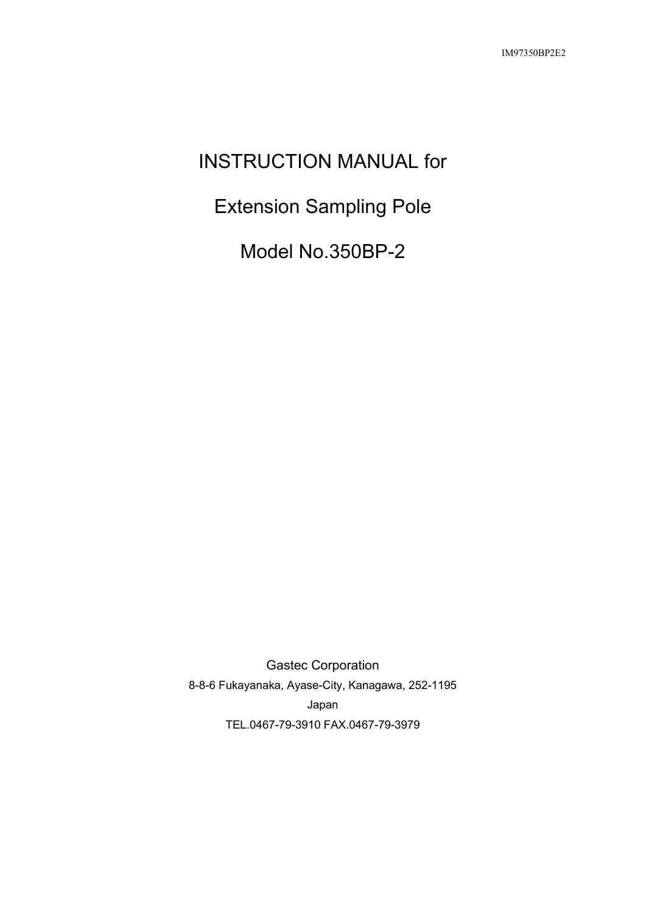IM97350BP2E2

# INSTRUCTION MANUAL for

# Extension Sampling Pole

# Model No.350BP-2

Gastec Corporation

8-8-6 Fukayanaka, Ayase-City, Kanagawa, 252-1195

Japan

TEL.0467-79-3910 FAX.0467-79-3979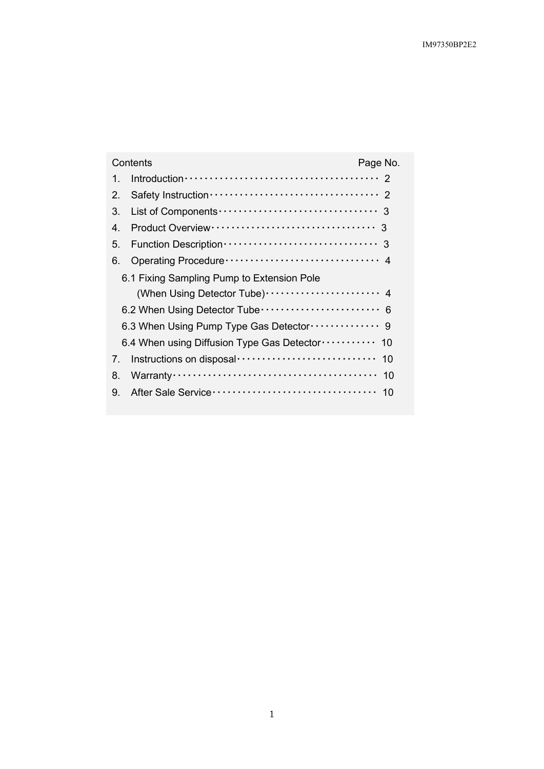IM97350BP2E2

| Contents | Page No. |
| --- | --- |
| 1. Introduction | 2 |
| 2. Safety Instruction | 2 |
| 3. List of Components | 3 |
| 4. Product Overview | 3 |
| 5. Function Description | 3 |
| 6. Operating Procedure | 4 |
| 6.1 Fixing Sampling Pump to Extension Pole (When Using Detector Tube) | 4 |
| 6.2 When Using Detector Tube | 6 |
| 6.3 When Using Pump Type Gas Detector | 9 |
| 6.4 When using Diffusion Type Gas Detector | 10 |
| 7. Instructions on disposal | 10 |
| 8. Warranty | 10 |
| 9. After Sale Service | 10 |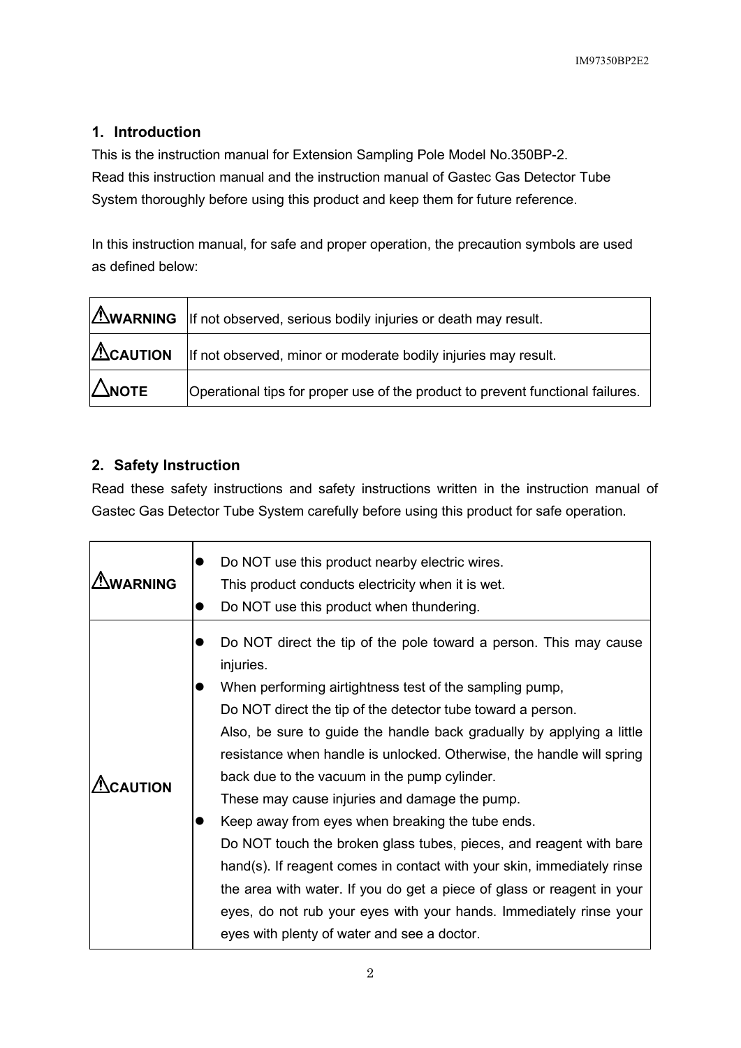## 1. Introduction

This is the instruction manual for Extension Sampling Pole Model No.350BP-2.
Read this instruction manual and the instruction manual of Gastec Gas Detector Tube System thoroughly before using this product and keep them for future reference.

In this instruction manual, for safe and proper operation, the precaution symbols are used as defined below:

| | |
|---|---|
| ⚠**WARNING** | If not observed, serious bodily injuries or death may result. |
| ⚠**CAUTION** | If not observed, minor or moderate bodily injuries may result. |
| △**NOTE** | Operational tips for proper use of the product to prevent functional failures. |

## 2. Safety Instruction

Read these safety instructions and safety instructions written in the instruction manual of Gastec Gas Detector Tube System carefully before using this product for safe operation.

| | |
|---|---|
| ⚠**WARNING** | • Do NOT use this product nearby electric wires. This product conducts electricity when it is wet.<br>• Do NOT use this product when thundering. |
| ⚠**CAUTION** | • Do NOT direct the tip of the pole toward a person. This may cause injuries.<br>• When performing airtightness test of the sampling pump, Do NOT direct the tip of the detector tube toward a person. Also, be sure to guide the handle back gradually by applying a little resistance when handle is unlocked. Otherwise, the handle will spring back due to the vacuum in the pump cylinder. These may cause injuries and damage the pump.<br>• Keep away from eyes when breaking the tube ends. Do NOT touch the broken glass tubes, pieces, and reagent with bare hand(s). If reagent comes in contact with your skin, immediately rinse the area with water. If you do get a piece of glass or reagent in your eyes, do not rub your eyes with your hands. Immediately rinse your eyes with plenty of water and see a doctor. |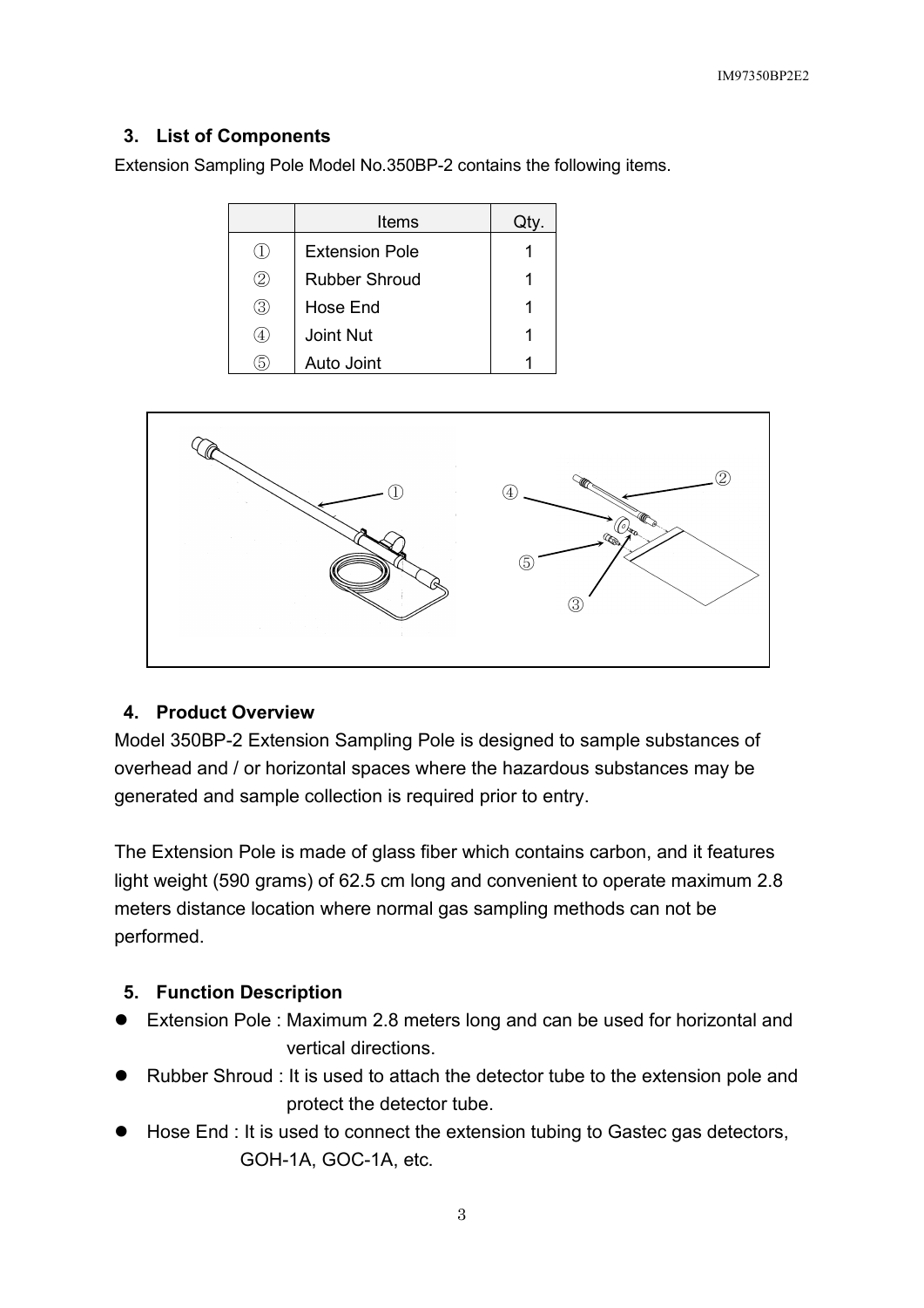## 3. List of Components

Extension Sampling Pole Model No.350BP-2 contains the following items.

| | Items | Qty. |
|---|---|---|
| ① | Extension Pole | 1 |
| ② | Rubber Shroud | 1 |
| ③ | Hose End | 1 |
| ④ | Joint Nut | 1 |
| ⑤ | Auto Joint | 1 |

## 4. Product Overview

Model 350BP-2 Extension Sampling Pole is designed to sample substances of overhead and / or horizontal spaces where the hazardous substances may be generated and sample collection is required prior to entry.

The Extension Pole is made of glass fiber which contains carbon, and it features light weight (590 grams) of 62.5 cm long and convenient to operate maximum 2.8 meters distance location where normal gas sampling methods can not be performed.

## 5. Function Description

- Extension Pole : Maximum 2.8 meters long and can be used for horizontal and vertical directions.
- Rubber Shroud : It is used to attach the detector tube to the extension pole and protect the detector tube.
- Hose End : It is used to connect the extension tubing to Gastec gas detectors, GOH-1A, GOC-1A, etc.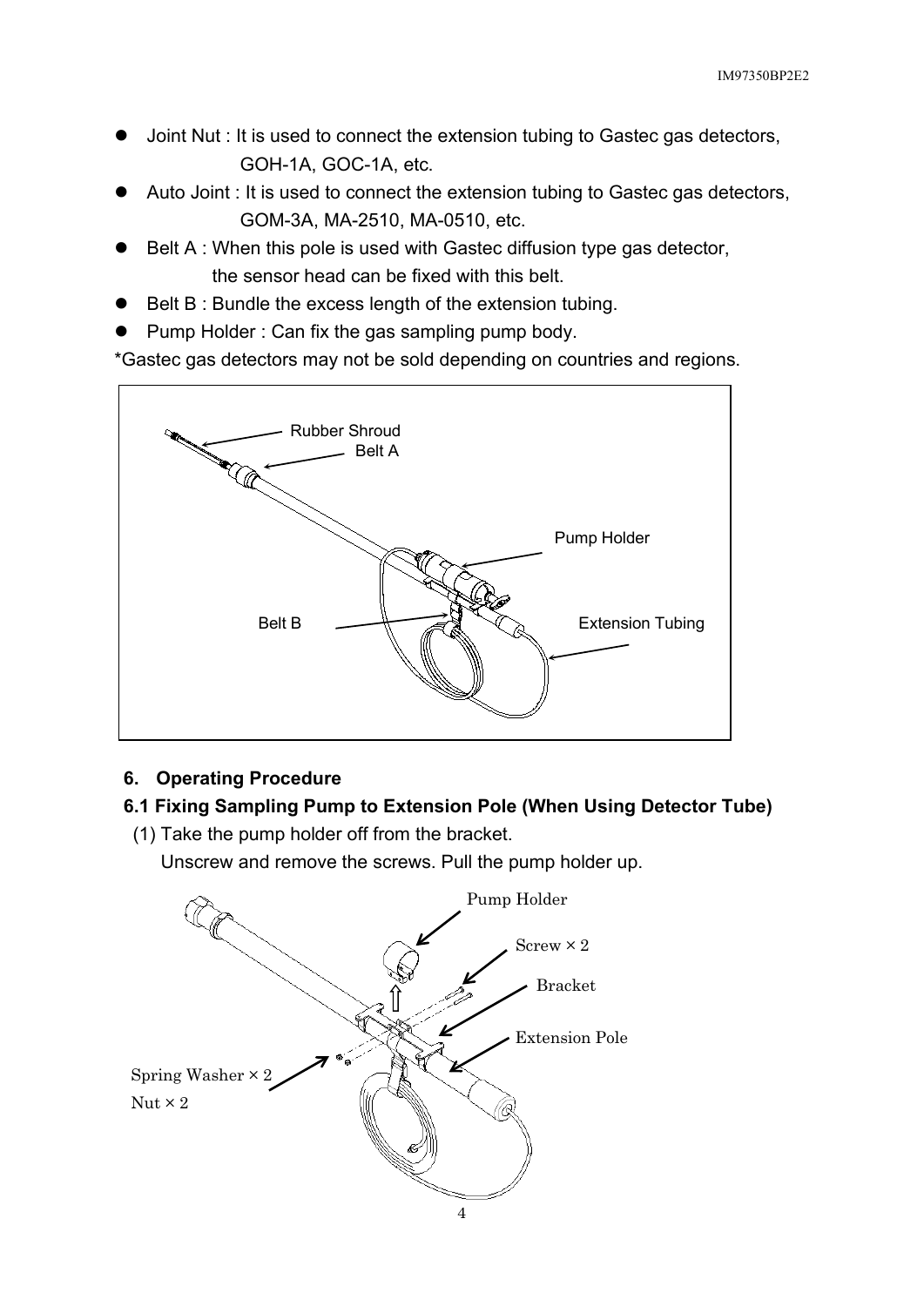- Joint Nut : It is used to connect the extension tubing to Gastec gas detectors, GOH-1A, GOC-1A, etc.
- Auto Joint : It is used to connect the extension tubing to Gastec gas detectors, GOM-3A, MA-2510, MA-0510, etc.
- Belt A : When this pole is used with Gastec diffusion type gas detector, the sensor head can be fixed with this belt.
- Belt B : Bundle the excess length of the extension tubing.
- Pump Holder : Can fix the gas sampling pump body.

*Gastec gas detectors may not be sold depending on countries and regions.

## 6. Operating Procedure

### 6.1 Fixing Sampling Pump to Extension Pole (When Using Detector Tube)

(1) Take the pump holder off from the bracket.
Unscrew and remove the screws. Pull the pump holder up.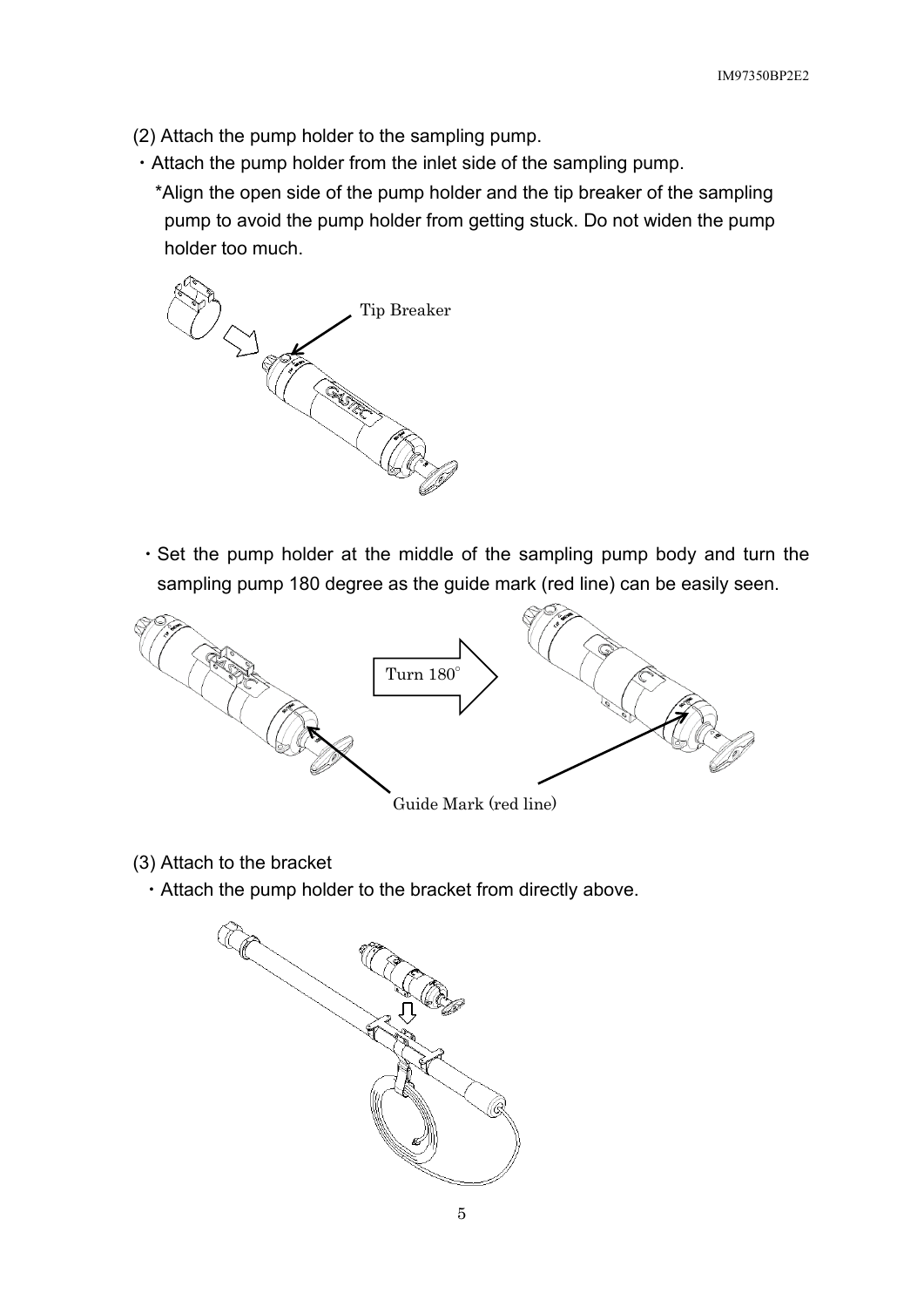(2) Attach the pump holder to the sampling pump.

・Attach the pump holder from the inlet side of the sampling pump.

*Align the open side of the pump holder and the tip breaker of the sampling pump to avoid the pump holder from getting stuck. Do not widen the pump holder too much.

Tip Breaker

・Set the pump holder at the middle of the sampling pump body and turn the sampling pump 180 degree as the guide mark (red line) can be easily seen.

Turn 180°

Guide Mark (red line)

(3) Attach to the bracket

・Attach the pump holder to the bracket from directly above.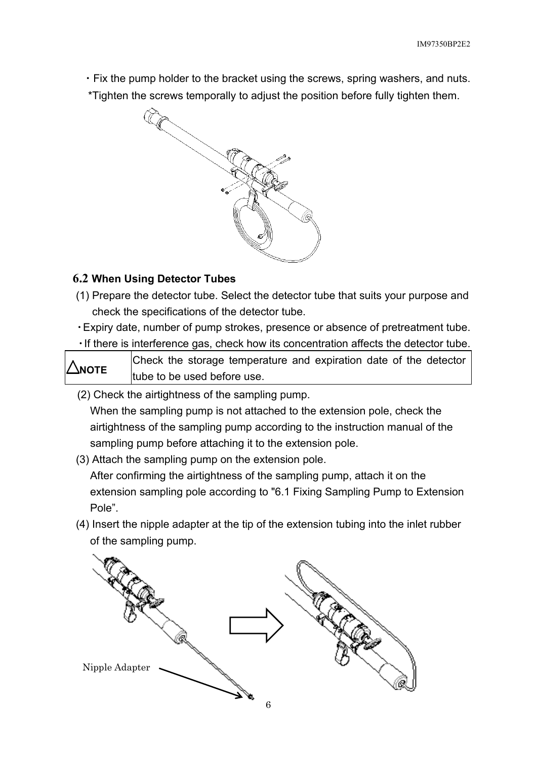・Fix the pump holder to the bracket using the screws, spring washers, and nuts.

*Tighten the screws temporally to adjust the position before fully tighten them.

### 6.2 When Using Detector Tubes

(1) Prepare the detector tube. Select the detector tube that suits your purpose and check the specifications of the detector tube.

・Expiry date, number of pump strokes, presence or absence of pretreatment tube.

・If there is interference gas, check how its concentration affects the detector tube.

| △NOTE | Check the storage temperature and expiration date of the detector tube to be used before use. |
|---|---|

(2) Check the airtightness of the sampling pump.
When the sampling pump is not attached to the extension pole, check the airtightness of the sampling pump according to the instruction manual of the sampling pump before attaching it to the extension pole.

(3) Attach the sampling pump on the extension pole.
After confirming the airtightness of the sampling pump, attach it on the extension sampling pole according to "6.1 Fixing Sampling Pump to Extension Pole”.

(4) Insert the nipple adapter at the tip of the extension tubing into the inlet rubber of the sampling pump.

Nipple Adapter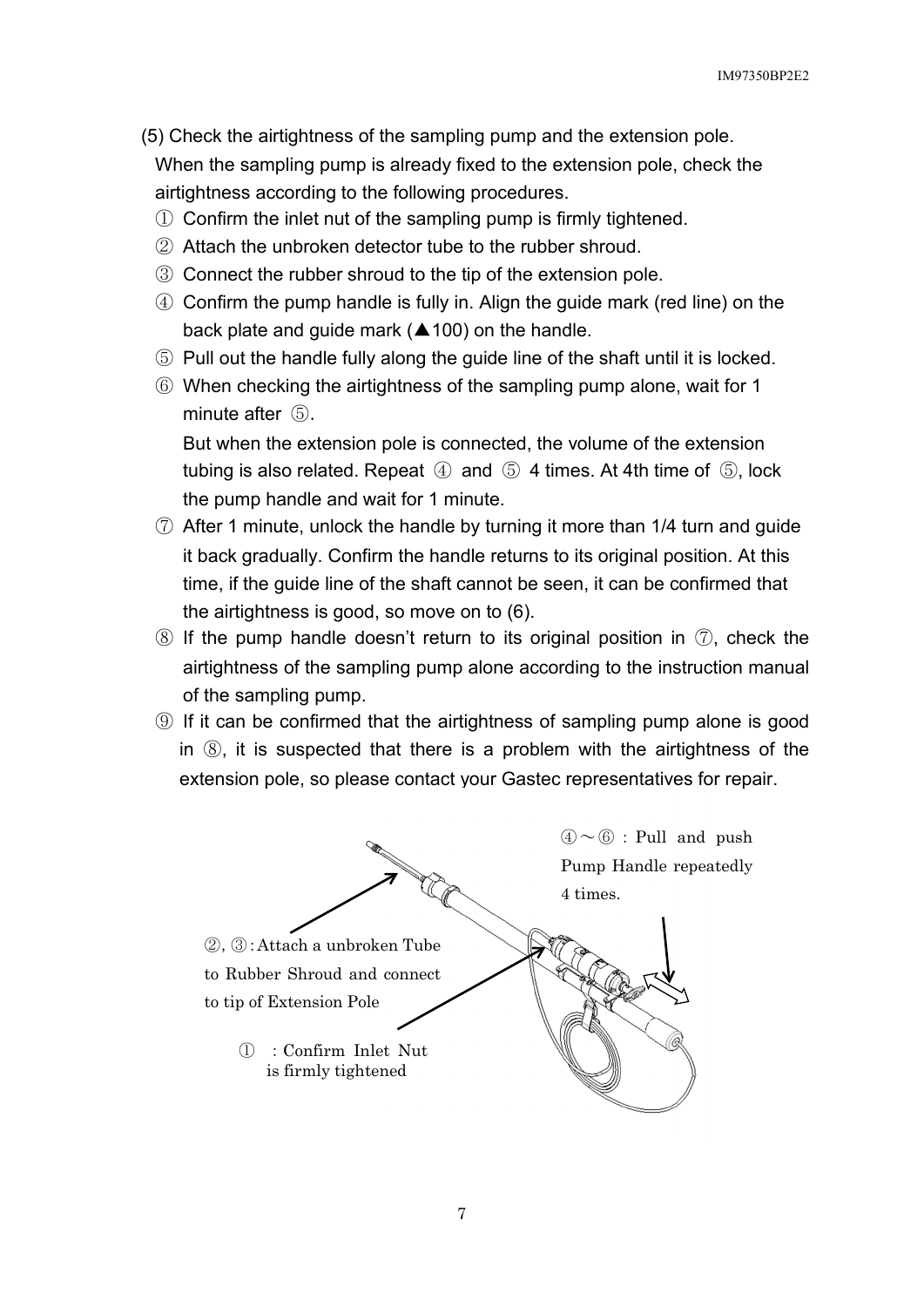(5) Check the airtightness of the sampling pump and the extension pole.

When the sampling pump is already fixed to the extension pole, check the airtightness according to the following procedures.

① Confirm the inlet nut of the sampling pump is firmly tightened.

② Attach the unbroken detector tube to the rubber shroud.

③ Connect the rubber shroud to the tip of the extension pole.

④ Confirm the pump handle is fully in. Align the guide mark (red line) on the back plate and guide mark (▲100) on the handle.

⑤ Pull out the handle fully along the guide line of the shaft until it is locked.

⑥ When checking the airtightness of the sampling pump alone, wait for 1 minute after ⑤.

But when the extension pole is connected, the volume of the extension tubing is also related. Repeat ④ and ⑤ 4 times. At 4th time of ⑤, lock the pump handle and wait for 1 minute.

⑦ After 1 minute, unlock the handle by turning it more than 1/4 turn and guide it back gradually. Confirm the handle returns to its original position. At this time, if the guide line of the shaft cannot be seen, it can be confirmed that the airtightness is good, so move on to (6).

⑧ If the pump handle doesn't return to its original position in ⑦, check the airtightness of the sampling pump alone according to the instruction manual of the sampling pump.

⑨ If it can be confirmed that the airtightness of sampling pump alone is good in ⑧, it is suspected that there is a problem with the airtightness of the extension pole, so please contact your Gastec representatives for repair.

④～⑥ : Pull and push Pump Handle repeatedly 4 times.

②, ③ : Attach a unbroken Tube to Rubber Shroud and connect to tip of Extension Pole

① : Confirm Inlet Nut is firmly tightened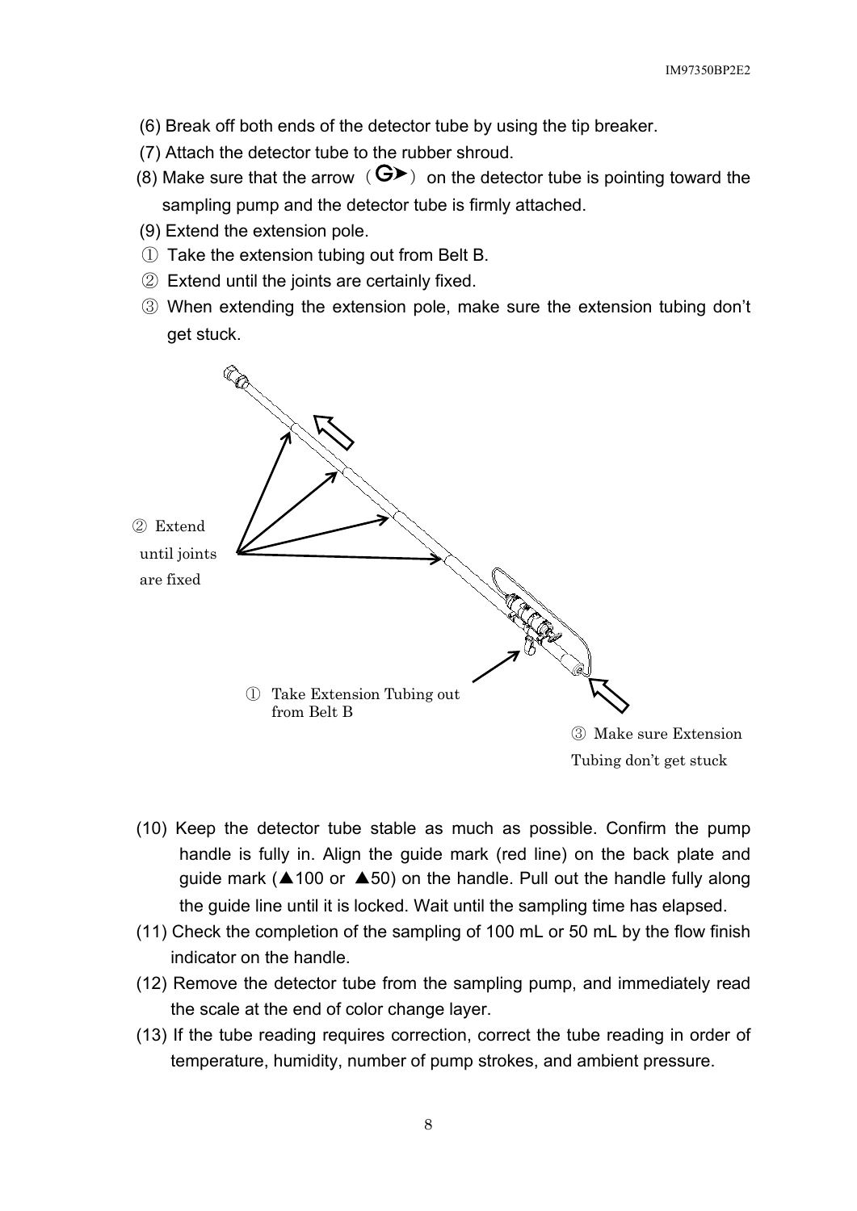(6) Break off both ends of the detector tube by using the tip breaker.

(7) Attach the detector tube to the rubber shroud.

(8) Make sure that the arrow（G➤）on the detector tube is pointing toward the sampling pump and the detector tube is firmly attached.

(9) Extend the extension pole.

① Take the extension tubing out from Belt B.

② Extend until the joints are certainly fixed.

③ When extending the extension pole, make sure the extension tubing don't get stuck.

② Extend until joints are fixed

① Take Extension Tubing out from Belt B

③ Make sure Extension Tubing don't get stuck

(10) Keep the detector tube stable as much as possible. Confirm the pump handle is fully in. Align the guide mark (red line) on the back plate and guide mark (▲100 or ▲50) on the handle. Pull out the handle fully along the guide line until it is locked. Wait until the sampling time has elapsed.

(11) Check the completion of the sampling of 100 mL or 50 mL by the flow finish indicator on the handle.

(12) Remove the detector tube from the sampling pump, and immediately read the scale at the end of color change layer.

(13) If the tube reading requires correction, correct the tube reading in order of temperature, humidity, number of pump strokes, and ambient pressure.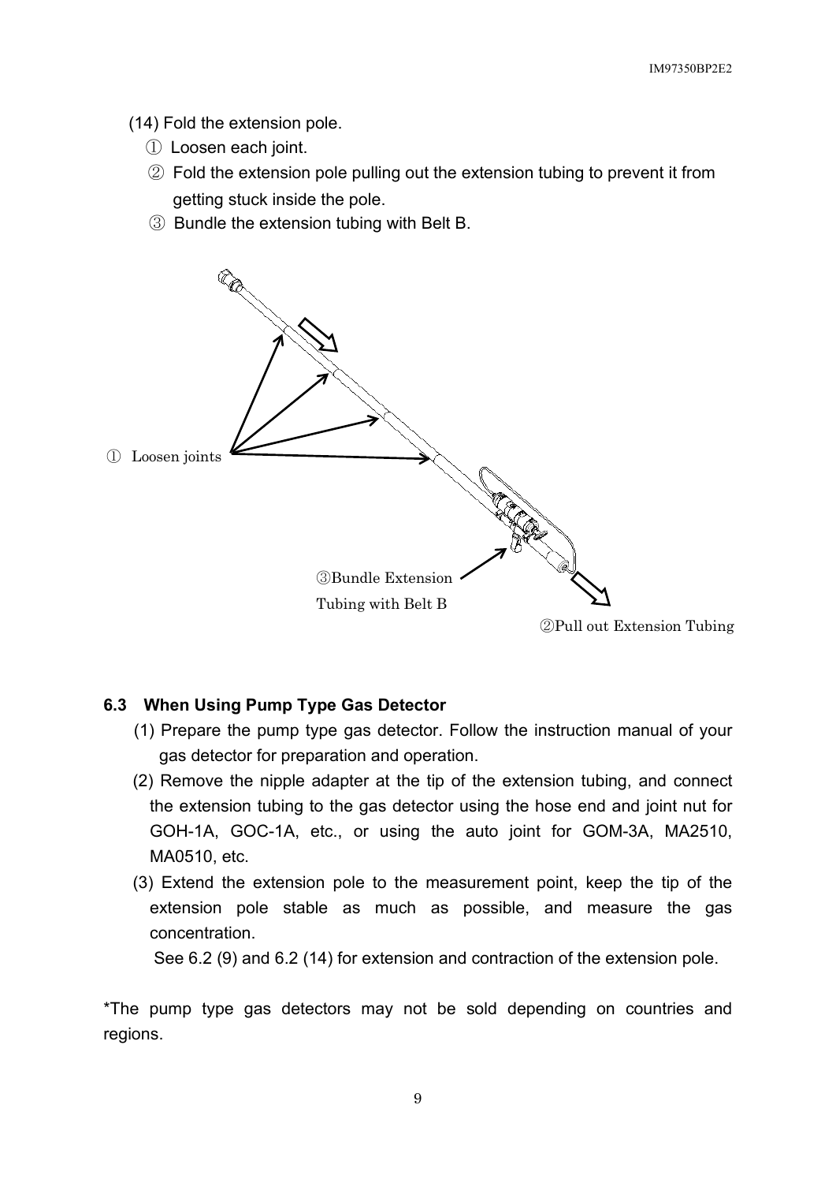(14) Fold the extension pole.

① Loosen each joint.

② Fold the extension pole pulling out the extension tubing to prevent it from getting stuck inside the pole.

③ Bundle the extension tubing with Belt B.

① Loosen joints

③Bundle Extension Tubing with Belt B

②Pull out Extension Tubing

### 6.3 When Using Pump Type Gas Detector

(1) Prepare the pump type gas detector. Follow the instruction manual of your gas detector for preparation and operation.

(2) Remove the nipple adapter at the tip of the extension tubing, and connect the extension tubing to the gas detector using the hose end and joint nut for GOH-1A, GOC-1A, etc., or using the auto joint for GOM-3A, MA2510, MA0510, etc.

(3) Extend the extension pole to the measurement point, keep the tip of the extension pole stable as much as possible, and measure the gas concentration.

See 6.2 (9) and 6.2 (14) for extension and contraction of the extension pole.

*The pump type gas detectors may not be sold depending on countries and regions.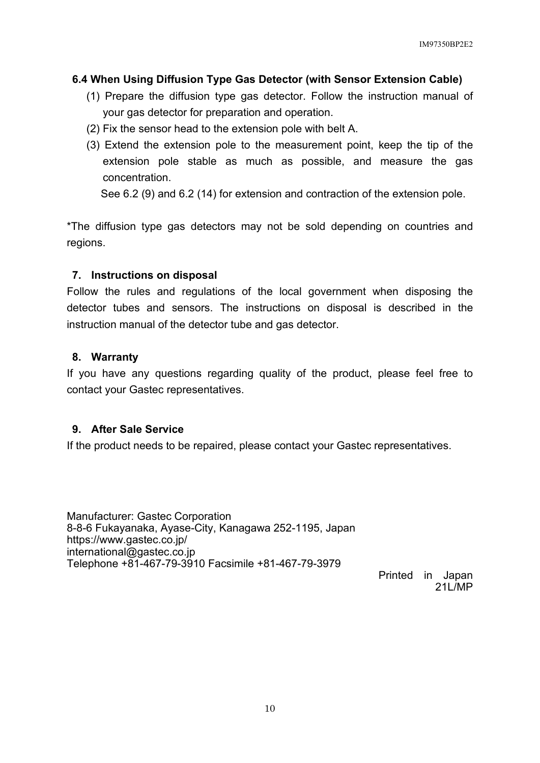### 6.4 When Using Diffusion Type Gas Detector (with Sensor Extension Cable)

(1) Prepare the diffusion type gas detector. Follow the instruction manual of your gas detector for preparation and operation.

(2) Fix the sensor head to the extension pole with belt A.

(3) Extend the extension pole to the measurement point, keep the tip of the extension pole stable as much as possible, and measure the gas concentration.

See 6.2 (9) and 6.2 (14) for extension and contraction of the extension pole.

*The diffusion type gas detectors may not be sold depending on countries and regions.

## 7. Instructions on disposal

Follow the rules and regulations of the local government when disposing the detector tubes and sensors. The instructions on disposal is described in the instruction manual of the detector tube and gas detector.

## 8. Warranty

If you have any questions regarding quality of the product, please feel free to contact your Gastec representatives.

## 9. After Sale Service

If the product needs to be repaired, please contact your Gastec representatives.

Manufacturer: Gastec Corporation
8-8-6 Fukayanaka, Ayase-City, Kanagawa 252-1195, Japan
https://www.gastec.co.jp/
international@gastec.co.jp
Telephone +81-467-79-3910 Facsimile +81-467-79-3979

Printed in Japan
21L/MP